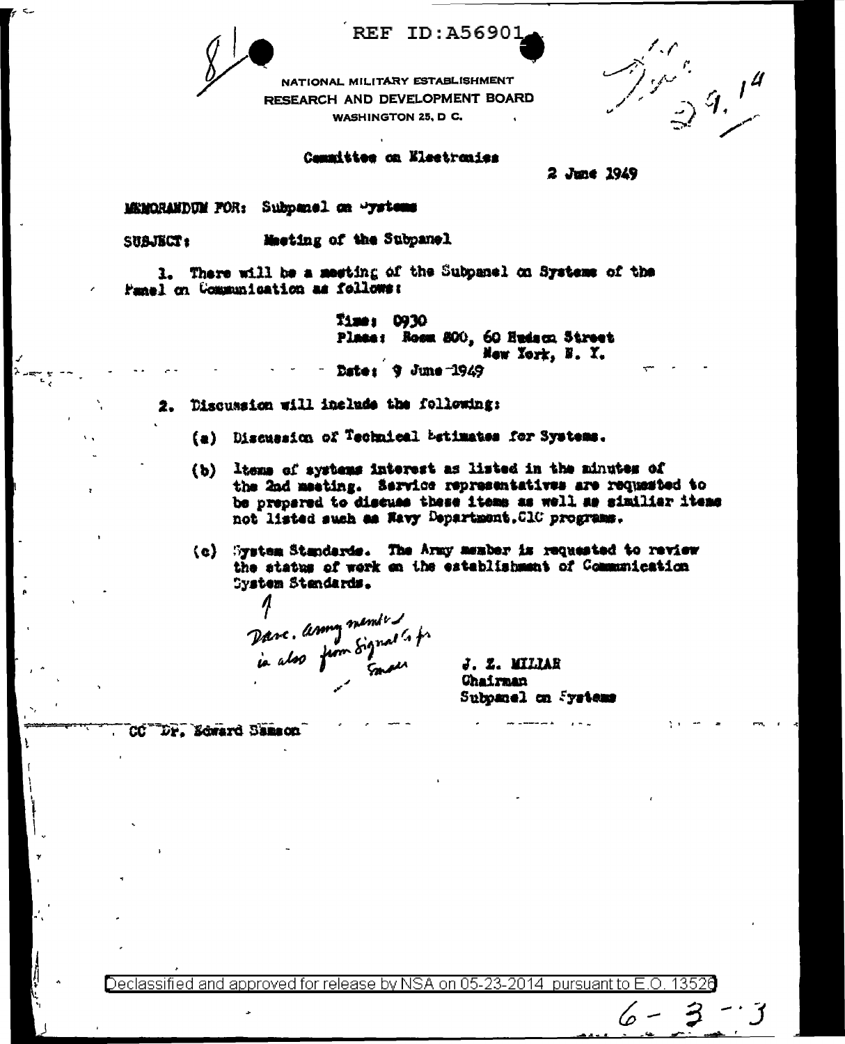REF ID:A56901

NATIONAL MILITARY ESTABLISHMENT
RESEARCH AND DEVELOPMENT BOARD
WASHINGTON 25, D. C.

Committee on Electronics

2 June 1949

MEMORANDUM FOR: Subpanel on Systems

SUBJECT: Meeting of the Subpanel

1. There will be a meeting of the Subpanel on Systems of the Panel on Communication as follows:

Time: 0930
Place: Room 800, 60 Hudson Street
New York, N. Y.
Date: 9 June 1949

2. Discussion will include the following:

(a) Discussion of Technical Estimates for Systems.

(b) Items of systems interest as listed in the minutes of the 2nd meeting. Service representatives are requested to be prepared to discuss these items as well as similiar items not listed such as Navy Department. CIC programs.

(c) System Standards. The Army member is requested to review the status of work on the establishment of Communication System Standards.

Dave. Army member is also from Signal C. fr Smaer

J. Z. MILLAR
Chairman
Subpanel on Systems

CC Dr. Edward Samson

Declassified and approved for release by NSA on 05-23-2014 pursuant to E.O. 13526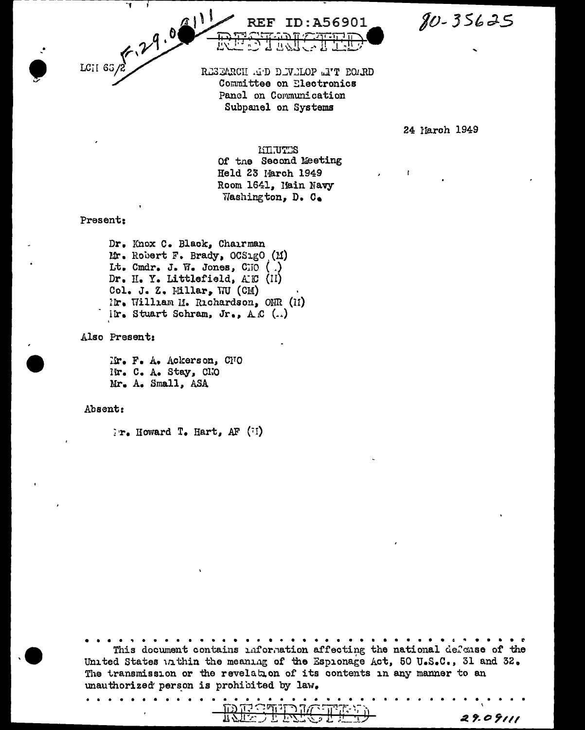LCM 63/2 F.29.04111

REF ID:A56901

80-35625

RESTRICTED

RESEARCH AND DEVELOPMENT BOARD
Committee on Electronics
Panel on Communication
Subpanel on Systems

24 March 1949

MINUTES
Of the Second Meeting
Held 23 March 1949
Room 1641, Main Navy
Washington, D. C.

Present:

- Dr. Knox C. Black, Chairman
- Mr. Robert F. Brady, OCSigO (M)
- Lt. Cmdr. J. W. Jones, CNO (N)
- Dr. H. Y. Littlefield, AMC (N)
- Col. J. Z. Millar, WU (CM)
- Mr. William M. Richardson, ONR (N)
- Mr. Stuart Schram, Jr., AMC (A)

Also Present:

- Mr. F. A. Ackerson, CNO
- Mr. C. A. Stay, CNO
- Mr. A. Small, ASA

Absent:

- Dr. Howard T. Hart, AF (N)

This document contains information affecting the national defense of the United States within the meaning of the Espionage Act, 50 U.S.C., 31 and 32. The transmission or the revelation of its contents in any manner to an unauthorized person is prohibited by law.

RESTRICTED

29.09111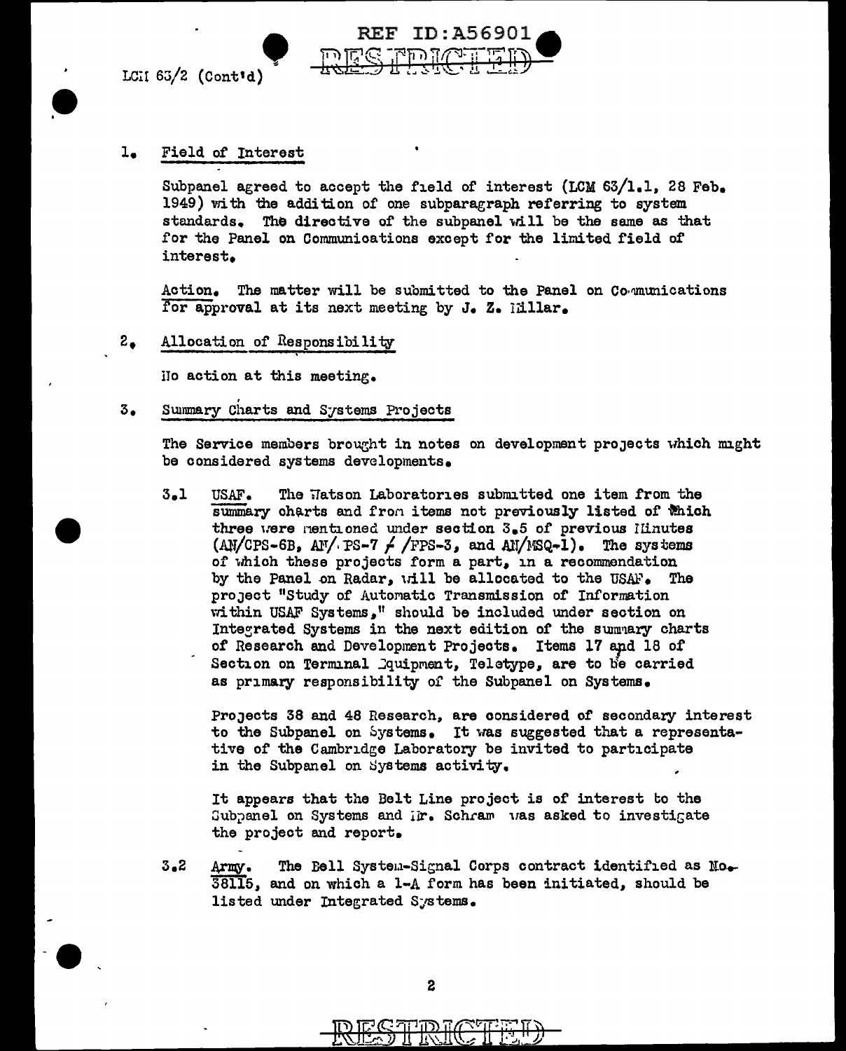LCM 63/2 (Cont'd)

1. Field of Interest

Subpanel agreed to accept the field of interest (LCM 63/1.1, 28 Feb. 1949) with the addition of one subparagraph referring to system standards. The directive of the subpanel will be the same as that for the Panel on Communications except for the limited field of interest.

Action. The matter will be submitted to the Panel on Communications for approval at its next meeting by J. Z. Millar.

2. Allocation of Responsibility

No action at this meeting.

3. Summary Charts and Systems Projects

The Service members brought in notes on development projects which might be considered systems developments.

3.1 USAF. The Watson Laboratories submitted one item from the summary charts and from items not previously listed of which three were mentioned under section 3.5 of previous Minutes (AN/CPS-6B, AN/FPS-7 / /FPS-3, and AN/MSQ-1). The systems of which these projects form a part, in a recommendation by the Panel on Radar, will be allocated to the USAF. The project "Study of Automatic Transmission of Information within USAF Systems," should be included under section on Integrated Systems in the next edition of the summary charts of Research and Development Projects. Items 17 and 18 of Section on Terminal Equipment, Teletype, are to be carried as primary responsibility of the Subpanel on Systems.

Projects 38 and 48 Research, are considered of secondary interest to the Subpanel on Systems. It was suggested that a representative of the Cambridge Laboratory be invited to participate in the Subpanel on Systems activity.

It appears that the Belt Line project is of interest to the Subpanel on Systems and Mr. Schram was asked to investigate the project and report.

3.2 Army. The Bell System-Signal Corps contract identified as No. 38115, and on which a 1-A form has been initiated, should be listed under Integrated Systems.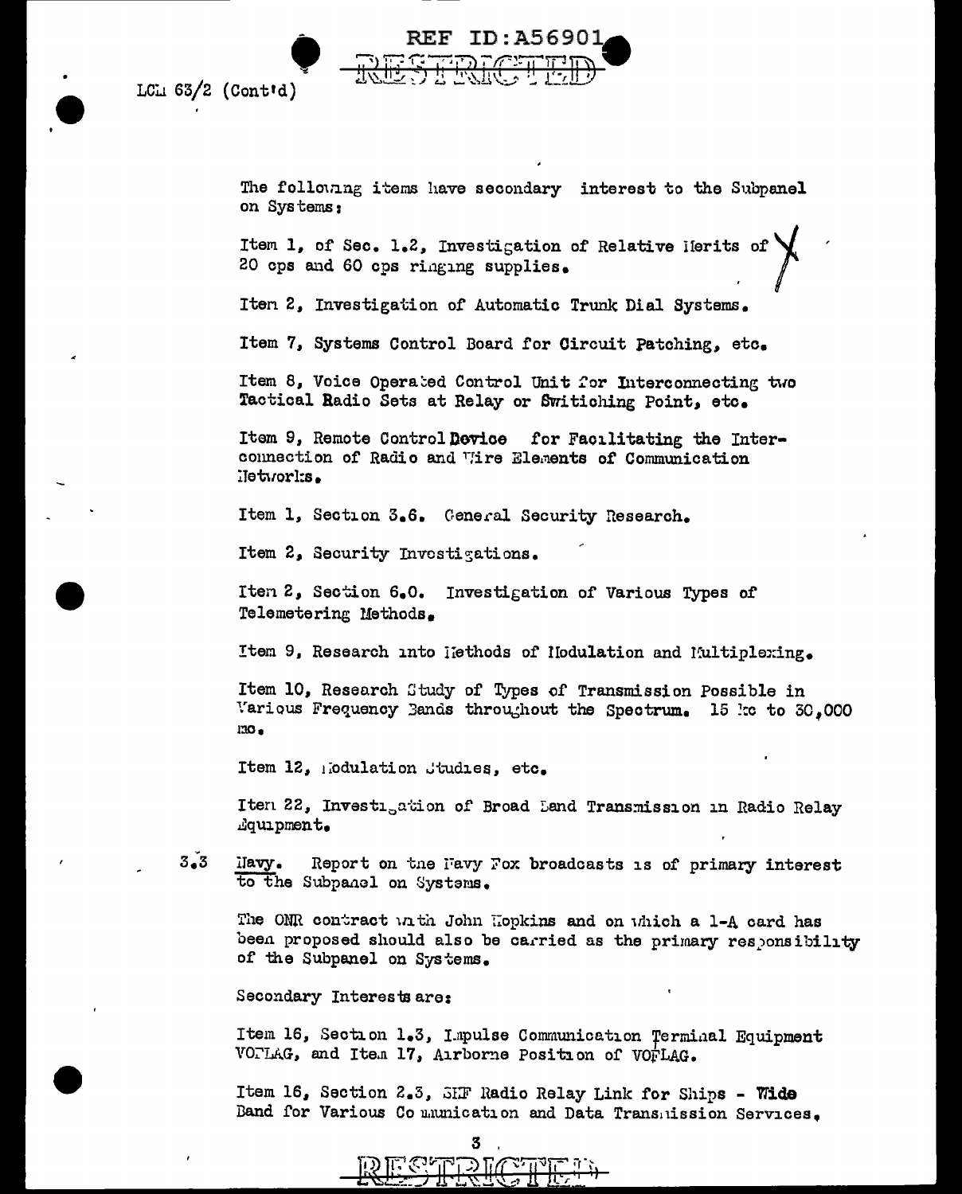LCM 63/2 (Cont'd)

RESTRICTED

The following items have secondary interest to the Subpanel on Systems:

Item 1, of Sec. 1.2, Investigation of Relative Merits of 20 cps and 60 cps ringing supplies.

Item 2, Investigation of Automatic Trunk Dial Systems.

Item 7, Systems Control Board for Circuit Patching, etc.

Item 8, Voice Operated Control Unit for Interconnecting two Tactical Radio Sets at Relay or Switching Point, etc.

Item 9, Remote Control Device for Facilitating the Interconnection of Radio and Wire Elements of Communication Networks.

Item 1, Section 3.6. General Security Research.

Item 2, Security Investigations.

Item 2, Section 6.0. Investigation of Various Types of Telemetering Methods.

Item 9, Research into Methods of Modulation and Multiplexing.

Item 10, Research Study of Types of Transmission Possible in Various Frequency Bands throughout the Spectrum. 15 kc to 30,000 mc.

Item 12, Modulation Studies, etc.

Item 22, Investigation of Broad Band Transmission in Radio Relay Equipment.

3.3 Navy. Report on the Navy Fox broadcasts is of primary interest to the Subpanel on Systems.

The ONR contract with John Hopkins and on which a 1-A card has been proposed should also be carried as the primary responsibility of the Subpanel on Systems.

Secondary Interests are:

Item 16, Section 1.3, Impulse Communication Terminal Equipment VOFLAG, and Item 17, Airborne Position of VOFLAG.

Item 16, Section 2.3, SHF Radio Relay Link for Ships - Wide Band for Various Communication and Data Transmission Services.

RESTRICTED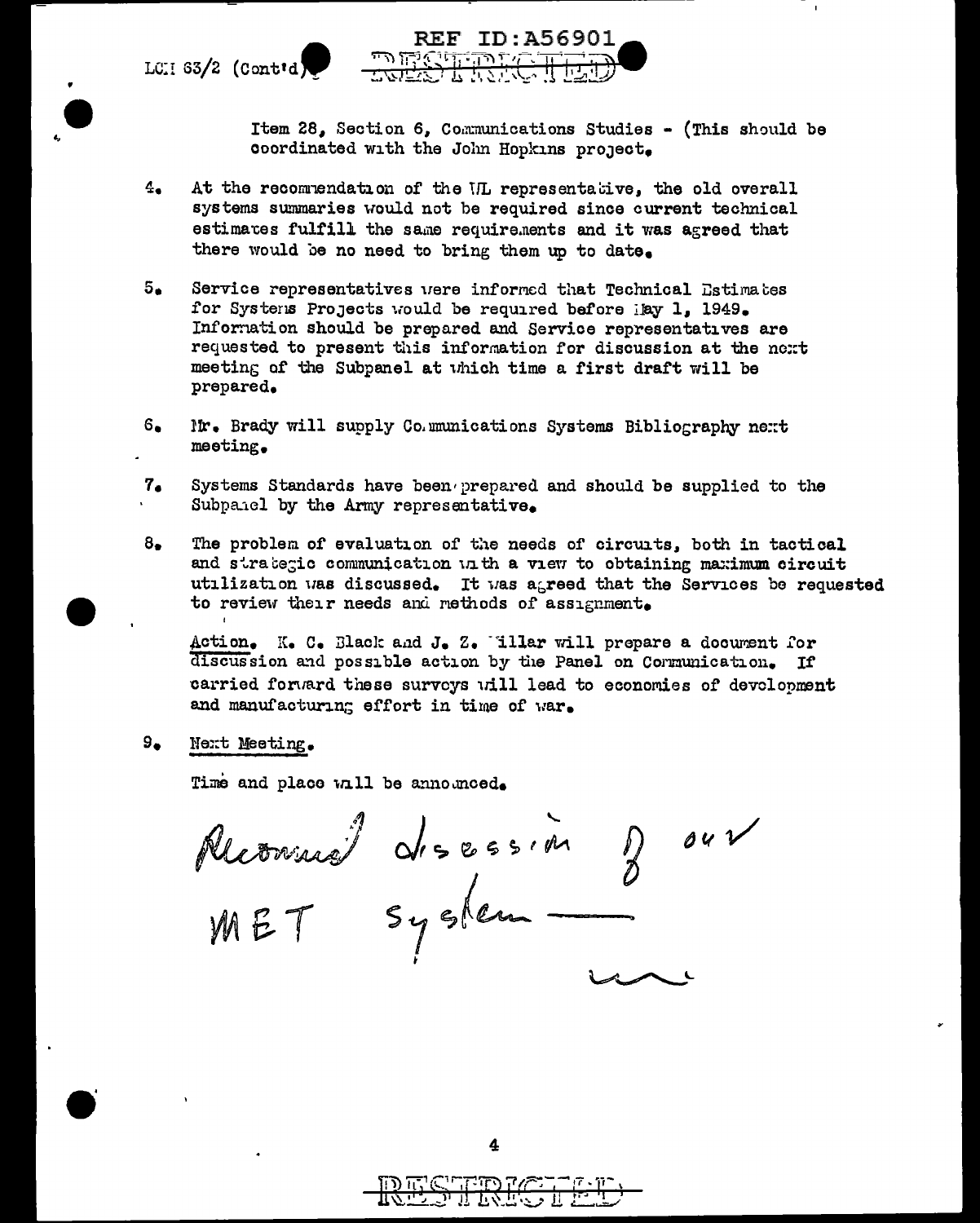LCM 63/2 (Cont'd)

REF ID:A56901

RESTRICTED

Item 28, Section 6, Communications Studies - (This should be coordinated with the John Hopkins project.

4. At the recommendation of the WL representative, the old overall systems summaries would not be required since current technical estimates fulfill the same requirements and it was agreed that there would be no need to bring them up to date.

5. Service representatives were informed that Technical Estimates for Systems Projects would be required before May 1, 1949. Information should be prepared and Service representatives are requested to present this information for discussion at the next meeting of the Subpanel at which time a first draft will be prepared.

6. Mr. Brady will supply Communications Systems Bibliography next meeting.

7. Systems Standards have been prepared and should be supplied to the Subpanel by the Army representative.

8. The problem of evaluation of the needs of circuits, both in tactical and strategic communication with a view to obtaining maximum circuit utilization was discussed. It was agreed that the Services be requested to review their needs and methods of assignment.

   Action. K. C. Black and J. Z. Millar will prepare a document for discussion and possible action by the Panel on Communication. If carried forward these surveys will lead to economies of development and manufacturing effort in time of war.

9. Next Meeting.

   Time and place will be announced.

Recommend discussion of our MET system —

RESTRICTED